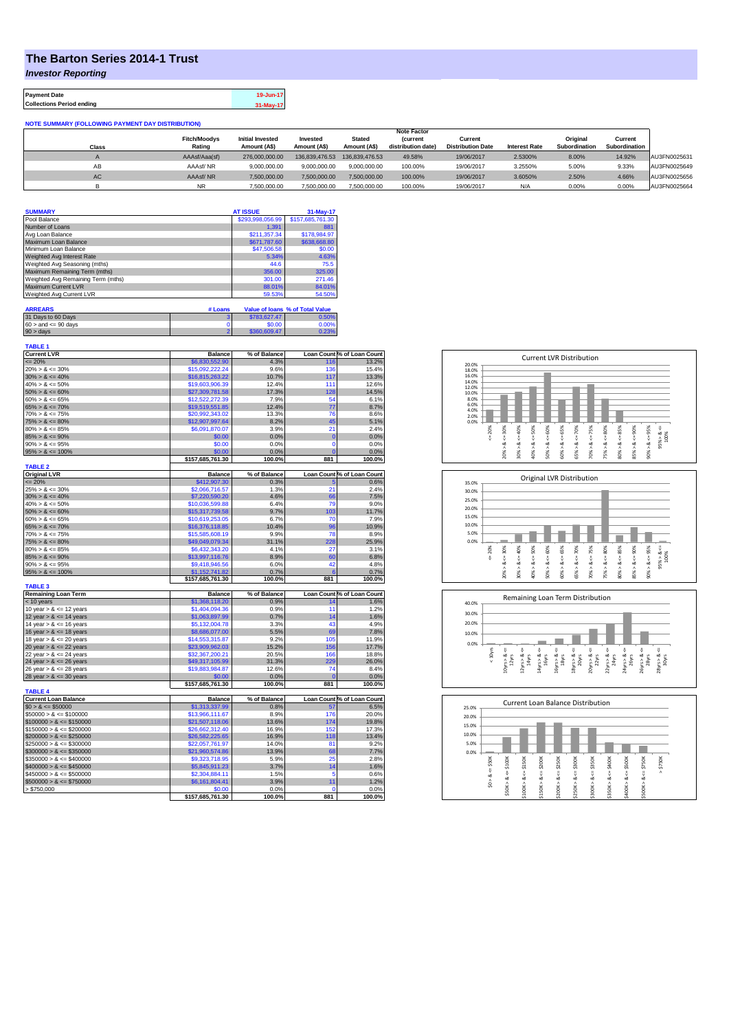# The Barton Series 2014-1 Trust

*Investor Reporting*

| Payment Date | 19-Jun-17 |
|---|---|
| Collections Period ending | 31-May-17 |

**NOTE SUMMARY (FOLLOWING PAYMENT DAY DISTRIBUTION)**

| Class | Fitch/Moodys Rating | Initial Invested Amount (A$) | Invested Amount (A$) | Stated Amount (A$) | Note Factor (current distribution date) | Current Distribution Date | Interest Rate | Original Subordination | Current Subordination | |
|---|---|---|---|---|---|---|---|---|---|---|
| A | AAAsf/Aaa(sf) | 276,000,000.00 | 136,839,476.53 | 136,839,476.53 | 49.58% | 19/06/2017 | 2.5300% | 8.00% | 14.92% | AU3FN0025631 |
| AB | AAAsf/ NR | 9,000,000.00 | 9,000,000.00 | 9,000,000.00 | 100.00% | 19/06/2017 | 3.2550% | 5.00% | 9.33% | AU3FN0025649 |
| AC | AAAsf/ NR | 7,500,000.00 | 7,500,000.00 | 7,500,000.00 | 100.00% | 19/06/2017 | 3.6050% | 2.50% | 4.66% | AU3FN0025656 |
| B | NR | 7,500,000.00 | 7,500,000.00 | 7,500,000.00 | 100.00% | 19/06/2017 | N/A | 0.00% | 0.00% | AU3FN0025664 |

| SUMMARY | AT ISSUE | 31-May-17 |
|---|---|---|
| Pool Balance | $293,998,056.99 | $157,685,761.30 |
| Number of Loans | 1,391 | 881 |
| Avg Loan Balance | $211,357.34 | $178,984.97 |
| Maximum Loan Balance | $671,787.60 | $638,668.80 |
| Minimum Loan Balance | $47,506.58 | $0.00 |
| Weighted Avg Interest Rate | 5.34% | 4.63% |
| Weighted Avg Seasoning (mths) | 44.6 | 75.5 |
| Maximum Remaining Term (mths) | 356.00 | 325.00 |
| Weighted Avg Remaining Term (mths) | 301.00 | 271.46 |
| Maximum Current LVR | 88.01% | 84.01% |
| Weighted Avg Current LVR | 59.53% | 54.50% |

| ARREARS | # Loans | Value of loans | % of Total Value |
|---|---|---|---|
| 31 Days to 60 Days | 3 | $783,627.47 | 0.50% |
| 60 > and <= 90 days | 0 | $0.00 | 0.00% |
| 90 > days | 2 | $360,609.47 | 0.23% |

**TABLE 1**

| Current LVR | Balance | % of Balance | Loan Count | % of Loan Count |
|---|---|---|---|---|
| <= 20% | $6,830,552.90 | 4.3% | 116 | 13.2% |
| 20% > & <= 30% | $15,092,222.24 | 9.6% | 136 | 15.4% |
| 30% > & <= 40% | $16,815,263.22 | 10.7% | 117 | 13.3% |
| 40% > & <= 50% | $19,603,906.39 | 12.4% | 111 | 12.6% |
| 50% > & <= 60% | $27,309,781.58 | 17.3% | 128 | 14.5% |
| 60% > & <= 65% | $12,522,272.39 | 7.9% | 54 | 6.1% |
| 65% > & <= 70% | $19,519,551.85 | 12.4% | 77 | 8.7% |
| 70% > & <= 75% | $20,992,343.02 | 13.3% | 76 | 8.6% |
| 75% > & <= 80% | $12,907,997.64 | 8.2% | 45 | 5.1% |
| 80% > & <= 85% | $6,091,870.07 | 3.9% | 21 | 2.4% |
| 85% > & <= 90% | $0.00 | 0.0% | 0 | 0.0% |
| 90% > & <= 95% | $0.00 | 0.0% | 0 | 0.0% |
| 95% > & <= 100% | $0.00 | 0.0% | 0 | 0.0% |
| | $157,685,761.30 | 100.0% | 881 | 100.0% |

**TABLE 2**

| Original LVR | Balance | % of Balance | Loan Count | % of Loan Count |
|---|---|---|---|---|
| <= 20% | $412,907.30 | 0.3% | 5 | 0.6% |
| 25% > & <= 30% | $2,066,716.57 | 1.3% | 21 | 2.4% |
| 30% > & <= 40% | $7,220,590.20 | 4.6% | 66 | 7.5% |
| 40% > & <= 50% | $10,036,599.88 | 6.4% | 79 | 9.0% |
| 50% > & <= 60% | $15,317,739.58 | 9.7% | 103 | 11.7% |
| 60% > & <= 65% | $10,619,253.05 | 6.7% | 70 | 7.9% |
| 65% > & <= 70% | $16,376,118.85 | 10.4% | 96 | 10.9% |
| 70% > & <= 75% | $15,585,608.19 | 9.9% | 78 | 8.9% |
| 75% > & <= 80% | $49,049,079.34 | 31.1% | 228 | 25.9% |
| 80% > & <= 85% | $6,432,343.20 | 4.1% | 27 | 3.1% |
| 85% > & <= 90% | $13,997,116.76 | 8.9% | 60 | 6.8% |
| 90% > & <= 95% | $9,418,946.56 | 6.0% | 42 | 4.8% |
| 95% > & <= 100% | $1,152,741.82 | 0.7% | 6 | 0.7% |
| | $157,685,761.30 | 100.0% | 881 | 100.0% |

**TABLE 3**

| Remaining Loan Term | Balance | % of Balance | Loan Count | % of Loan Count |
|---|---|---|---|---|
| < 10 years | $1,368,118.20 | 0.9% | 14 | 1.6% |
| 10 year > & <= 12 years | $1,404,094.36 | 0.9% | 11 | 1.2% |
| 12 year > & <= 14 years | $1,063,897.99 | 0.7% | 14 | 1.6% |
| 14 year > & <= 16 years | $5,132,004.78 | 3.3% | 43 | 4.9% |
| 16 year > & <= 18 years | $8,686,077.00 | 5.5% | 69 | 7.8% |
| 18 year > & <= 20 years | $14,553,315.87 | 9.2% | 105 | 11.9% |
| 20 year > & <= 22 years | $23,909,962.03 | 15.2% | 156 | 17.7% |
| 22 year > & <= 24 years | $32,367,200.21 | 20.5% | 166 | 18.8% |
| 24 year > & <= 26 years | $49,317,105.99 | 31.3% | 229 | 26.0% |
| 26 year > & <= 28 years | $19,883,984.87 | 12.6% | 74 | 8.4% |
| 28 year > & <= 30 years | $0.00 | 0.0% | 0 | 0.0% |
| | $157,685,761.30 | 100.0% | 881 | 100.0% |

**TABLE 4**

| Current Loan Balance | Balance | % of Balance | Loan Count | % of Loan Count |
|---|---|---|---|---|
| $0 > & <= $50000 | $1,313,337.99 | 0.8% | 57 | 6.5% |
| $50000 > & <= $100000 | $13,966,111.67 | 8.9% | 176 | 20.0% |
| $100000 > & <= $150000 | $21,507,118.06 | 13.6% | 174 | 19.8% |
| $150000 > & <= $200000 | $26,662,312.40 | 16.9% | 152 | 17.3% |
| $200000 > & <= $250000 | $26,582,225.65 | 16.9% | 118 | 13.4% |
| $250000 > & <= $300000 | $22,057,761.97 | 14.0% | 81 | 9.2% |
| $300000 > & <= $350000 | $21,960,574.86 | 13.9% | 68 | 7.7% |
| $350000 > & <= $400000 | $9,323,718.95 | 5.9% | 25 | 2.8% |
| $400000 > & <= $450000 | $5,845,911.23 | 3.7% | 14 | 1.6% |
| $450000 > & <= $500000 | $2,304,884.11 | 1.5% | 5 | 0.6% |
| $500000 > & <= $750000 | $6,161,804.41 | 3.9% | 11 | 1.2% |
| > $750,000 | $0.00 | 0.0% | 0 | 0.0% |
| | $157,685,761.30 | 100.0% | 881 | 100.0% |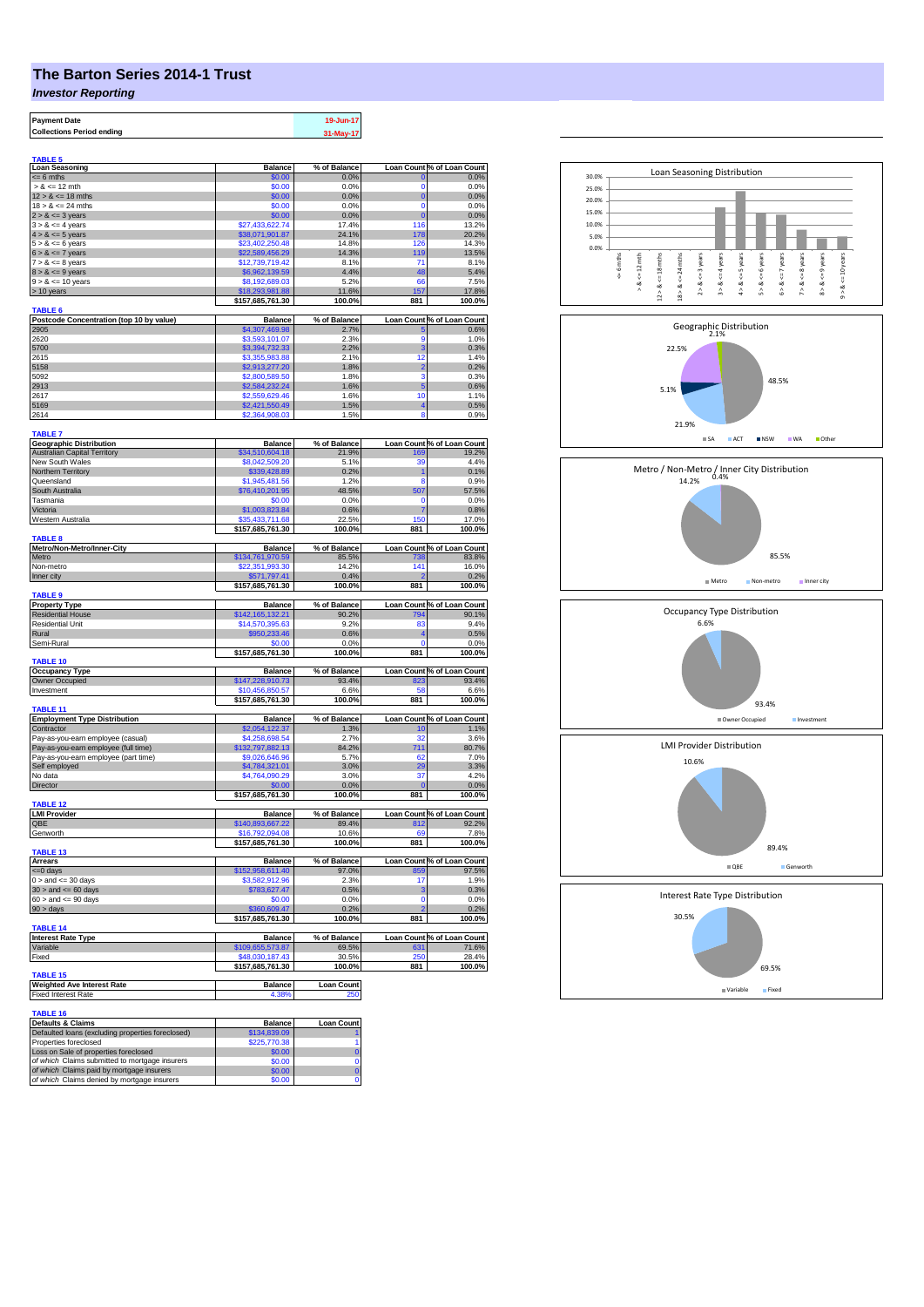# The Barton Series 2014-1 Trust

*Investor Reporting*

| | |
|---|---|
| **Payment Date** | 19-Jun-17 |
| **Collections Period ending** | 31-May-17 |

**TABLE 5**

| Loan Seasoning | Balance | % of Balance | Loan Count | % of Loan Count |
|---|---|---|---|---|
| <= 6 mths | $0.00 | 0.0% | 0 | 0.0% |
| > & <= 12 mth | $0.00 | 0.0% | 0 | 0.0% |
| 12 > & <= 18 mths | $0.00 | 0.0% | 0 | 0.0% |
| 18 > & <= 24 mths | $0.00 | 0.0% | 0 | 0.0% |
| 2 > & <= 3 years | $0.00 | 0.0% | 0 | 0.0% |
| 3 > & <= 4 years | $27,433,622.74 | 17.4% | 116 | 13.2% |
| 4 > & <= 5 years | $38,071,901.87 | 24.1% | 178 | 20.2% |
| 5 > & <= 6 years | $23,402,250.48 | 14.8% | 126 | 14.3% |
| 6 > & <= 7 years | $22,589,456.29 | 14.3% | 119 | 13.5% |
| 7 > & <= 8 years | $12,739,719.42 | 8.1% | 71 | 8.1% |
| 8 > & <= 9 years | $6,962,139.59 | 4.4% | 48 | 5.4% |
| 9 > & <= 10 years | $8,192,689.03 | 5.2% | 66 | 7.5% |
| > 10 years | $18,293,981.88 | 11.6% | 157 | 17.8% |
| | $157,685,761.30 | 100.0% | 881 | 100.0% |

**TABLE 6**

| Postcode Concentration (top 10 by value) | Balance | % of Balance | Loan Count | % of Loan Count |
|---|---|---|---|---|
| 2905 | $4,307,469.98 | 2.7% | 5 | 0.6% |
| 2620 | $3,593,101.07 | 2.3% | 9 | 1.0% |
| 5700 | $3,394,732.33 | 2.2% | 3 | 0.3% |
| 2615 | $3,355,983.88 | 2.1% | 12 | 1.4% |
| 5158 | $2,913,277.20 | 1.8% | 2 | 0.2% |
| 5092 | $2,800,589.50 | 1.8% | 3 | 0.3% |
| 2913 | $2,584,232.24 | 1.6% | 5 | 0.6% |
| 2617 | $2,559,629.46 | 1.6% | 10 | 1.1% |
| 5169 | $2,421,550.49 | 1.5% | 4 | 0.5% |
| 2614 | $2,364,908.03 | 1.5% | 8 | 0.9% |

**TABLE 7**

| Geographic Distribution | Balance | % of Balance | Loan Count | % of Loan Count |
|---|---|---|---|---|
| Australian Capital Territory | $34,510,604.18 | 21.9% | 169 | 19.2% |
| New South Wales | $8,042,509.20 | 5.1% | 39 | 4.4% |
| Northern Territory | $339,428.89 | 0.2% | 1 | 0.1% |
| Queensland | $1,945,481.56 | 1.2% | 8 | 0.9% |
| South Australia | $76,410,201.95 | 48.5% | 507 | 57.5% |
| Tasmania | $0.00 | 0.0% | 0 | 0.0% |
| Victoria | $1,003,823.84 | 0.6% | 7 | 0.8% |
| Western Australia | $35,433,711.68 | 22.5% | 150 | 17.0% |
| | $157,685,761.30 | 100.0% | 881 | 100.0% |

**TABLE 8**

| Metro/Non-Metro/Inner-City | Balance | % of Balance | Loan Count | % of Loan Count |
|---|---|---|---|---|
| Metro | $134,761,970.59 | 85.5% | 738 | 83.8% |
| Non-metro | $22,351,993.30 | 14.2% | 141 | 16.0% |
| Inner city | $571,797.41 | 0.4% | 2 | 0.2% |
| | $157,685,761.30 | 100.0% | 881 | 100.0% |

**TABLE 9**

| Property Type | Balance | % of Balance | Loan Count | % of Loan Count |
|---|---|---|---|---|
| Residential House | $142,165,132.21 | 90.2% | 794 | 90.1% |
| Residential Unit | $14,570,395.63 | 9.2% | 83 | 9.4% |
| Rural | $950,233.46 | 0.6% | 4 | 0.5% |
| Semi-Rural | $0.00 | 0.0% | 0 | 0.0% |
| | $157,685,761.30 | 100.0% | 881 | 100.0% |

**TABLE 10**

| Occupancy Type | Balance | % of Balance | Loan Count | % of Loan Count |
|---|---|---|---|---|
| Owner Occupied | $147,228,910.73 | 93.4% | 823 | 93.4% |
| Investment | $10,456,850.57 | 6.6% | 58 | 6.6% |
| | $157,685,761.30 | 100.0% | 881 | 100.0% |

**TABLE 11**

| Employment Type Distribution | Balance | % of Balance | Loan Count | % of Loan Count |
|---|---|---|---|---|
| Contractor | $2,054,122.37 | 1.3% | 10 | 1.1% |
| Pay-as-you-earn employee (casual) | $4,258,698.54 | 2.7% | 32 | 3.6% |
| Pay-as-you-earn employee (full time) | $132,797,882.13 | 84.2% | 711 | 80.7% |
| Pay-as-you-earn employee (part time) | $9,026,646.96 | 5.7% | 62 | 7.0% |
| Self employed | $4,784,321.01 | 3.0% | 29 | 3.3% |
| No data | $4,764,090.29 | 3.0% | 37 | 4.2% |
| Director | $0.00 | 0.0% | 0 | 0.0% |
| | $157,685,761.30 | 100.0% | 881 | 100.0% |

**TABLE 12**

| LMI Provider | Balance | % of Balance | Loan Count | % of Loan Count |
|---|---|---|---|---|
| QBE | $140,893,667.22 | 89.4% | 812 | 92.2% |
| Genworth | $16,792,094.08 | 10.6% | 69 | 7.8% |
| | $157,685,761.30 | 100.0% | 881 | 100.0% |

**TABLE 13**

| Arrears | Balance | % of Balance | Loan Count | % of Loan Count |
|---|---|---|---|---|
| <=0 days | $152,958,611.40 | 97.0% | 859 | 97.5% |
| 0 > and <= 30 days | $3,582,912.96 | 2.3% | 17 | 1.9% |
| 30 > and <= 60 days | $783,627.47 | 0.5% | 3 | 0.3% |
| 60 > and <= 90 days | $0.00 | 0.0% | 0 | 0.0% |
| 90 > days | $360,609.47 | 0.2% | 2 | 0.2% |
| | $157,685,761.30 | 100.0% | 881 | 100.0% |

**TABLE 14**

| Interest Rate Type | Balance | % of Balance | Loan Count | % of Loan Count |
|---|---|---|---|---|
| Variable | $109,655,573.87 | 69.5% | 631 | 71.6% |
| Fixed | $48,030,187.43 | 30.5% | 250 | 28.4% |
| | $157,685,761.30 | 100.0% | 881 | 100.0% |

**TABLE 15**

| Weighted Ave Interest Rate | Balance | Loan Count |
|---|---|---|
| Fixed Interest Rate | 4.38% | 250 |

**TABLE 16**

| Defaults & Claims | Balance | Loan Count |
|---|---|---|
| Defaulted loans (excluding properties foreclosed) | $134,839.09 | 1 |
| Properties foreclosed | $225,770.38 | 1 |
| Loss on Sale of properties foreclosed | $0.00 | 0 |
| *of which* Claims submitted to mortgage insurers | $0.00 | 0 |
| *of which* Claims paid by mortgage insurers | $0.00 | 0 |
| *of which* Claims denied by mortgage insurers | $0.00 | 0 |

Loan Seasoning Distribution
30.0%
25.0%
20.0%
15.0%
10.0%
5.0%
0.0%
<= 6 mths
> & <= 12 mth
12 > & <= 18 mths
18 > & <= 24 mths
2 > & <= 3 years
3 > & <= 4 years
4 > & <= 5 years
5 > & <= 6 years
6 > & <= 7 years
7 > & <= 8 years
8 > & <= 9 years
9 > & <= 10 years

Geographic Distribution
2.1%
22.5%
5.1%
21.9%
48.5%
SA ACT NSW WA Other

Metro / Non-Metro / Inner City Distribution
0.4%
14.2%
85.5%
Metro Non-metro Inner city

Occupancy Type Distribution
6.6%
93.4%
Owner Occupied Investment

LMI Provider Distribution
10.6%
89.4%
QBE Genworth

Interest Rate Type Distribution
30.5%
69.5%
Variable Fixed